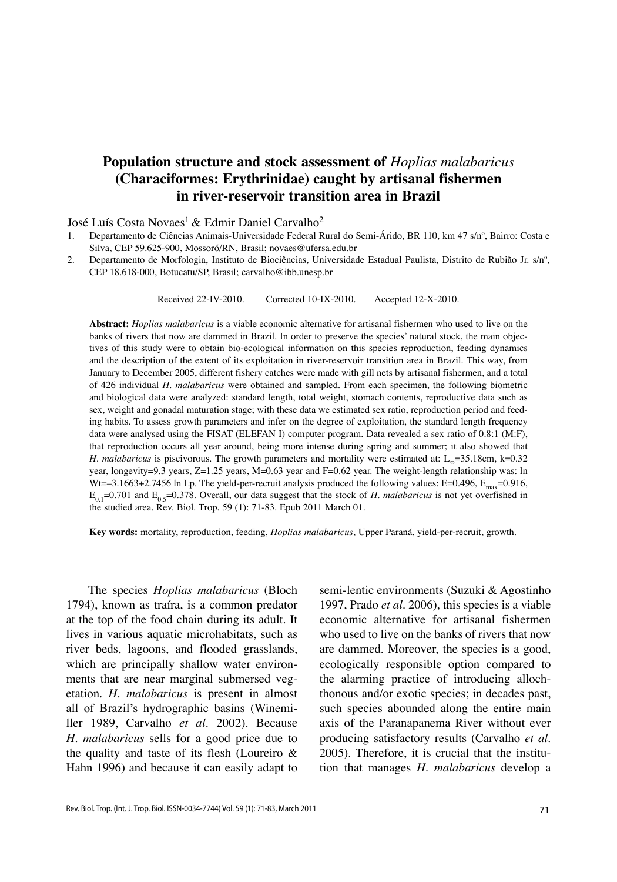# Population structure and stock assessment of *Hoplias malabaricus* (Characiformes: Erythrinidae) caught by artisanal fishermen in river-reservoir transition area in Brazil

José Luís Costa Novaes[1] & Edmir Daniel Carvalho[2]

1. Departamento de Ciências Animais-Universidade Federal Rural do Semi-Árido, BR 110, km 47 s/nº, Bairro: Costa e Silva, CEP 59.625-900, Mossoró/RN, Brasil; novaes@ufersa.edu.br
2. Departamento de Morfologia, Instituto de Biociências, Universidade Estadual Paulista, Distrito de Rubião Jr. s/nº, CEP 18.618-000, Botucatu/SP, Brasil; carvalho@ibb.unesp.br

Received 22-IV-2010. Corrected 10-IX-2010. Accepted 12-X-2010.

**Abstract:** *Hoplias malabaricus* is a viable economic alternative for artisanal fishermen who used to live on the banks of rivers that now are dammed in Brazil. In order to preserve the species' natural stock, the main objectives of this study were to obtain bio-ecological information on this species reproduction, feeding dynamics and the description of the extent of its exploitation in river-reservoir transition area in Brazil. This way, from January to December 2005, different fishery catches were made with gill nets by artisanal fishermen, and a total of 426 individual *H. malabaricus* were obtained and sampled. From each specimen, the following biometric and biological data were analyzed: standard length, total weight, stomach contents, reproductive data such as sex, weight and gonadal maturation stage; with these data we estimated sex ratio, reproduction period and feeding habits. To assess growth parameters and infer on the degree of exploitation, the standard length frequency data were analysed using the FISAT (ELEFAN I) computer program. Data revealed a sex ratio of 0.8:1 (M:F), that reproduction occurs all year around, being more intense during spring and summer; it also showed that *H. malabaricus* is piscivorous. The growth parameters and mortality were estimated at: $L_\infty$=35.18cm, k=0.32 year, longevity=9.3 years, Z=1.25 years, M=0.63 year and F=0.62 year. The weight-length relationship was: ln Wt=–3.1663+2.7456 ln Lp. The yield-per-recruit analysis produced the following values: E=0.496, $E_{max}$=0.916, $E_{0.1}$=0.701 and $E_{0.5}$=0.378. Overall, our data suggest that the stock of *H. malabaricus* is not yet overfished in the studied area. Rev. Biol. Trop. 59 (1): 71-83. Epub 2011 March 01.

**Key words:** mortality, reproduction, feeding, *Hoplias malabaricus*, Upper Paraná, yield-per-recruit, growth.

The species *Hoplias malabaricus* (Bloch 1794), known as traíra, is a common predator at the top of the food chain during its adult. It lives in various aquatic microhabitats, such as river beds, lagoons, and flooded grasslands, which are principally shallow water environments that are near marginal submersed vegetation. *H. malabaricus* is present in almost all of Brazil's hydrographic basins (Winemiller 1989, Carvalho *et al*. 2002). Because *H. malabaricus* sells for a good price due to the quality and taste of its flesh (Loureiro & Hahn 1996) and because it can easily adapt to semi-lentic environments (Suzuki & Agostinho 1997, Prado *et al*. 2006), this species is a viable economic alternative for artisanal fishermen who used to live on the banks of rivers that now are dammed. Moreover, the species is a good, ecologically responsible option compared to the alarming practice of introducing allochthonous and/or exotic species; in decades past, such species abounded along the entire main axis of the Paranapanema River without ever producing satisfactory results (Carvalho *et al*. 2005). Therefore, it is crucial that the institution that manages *H. malabaricus* develop a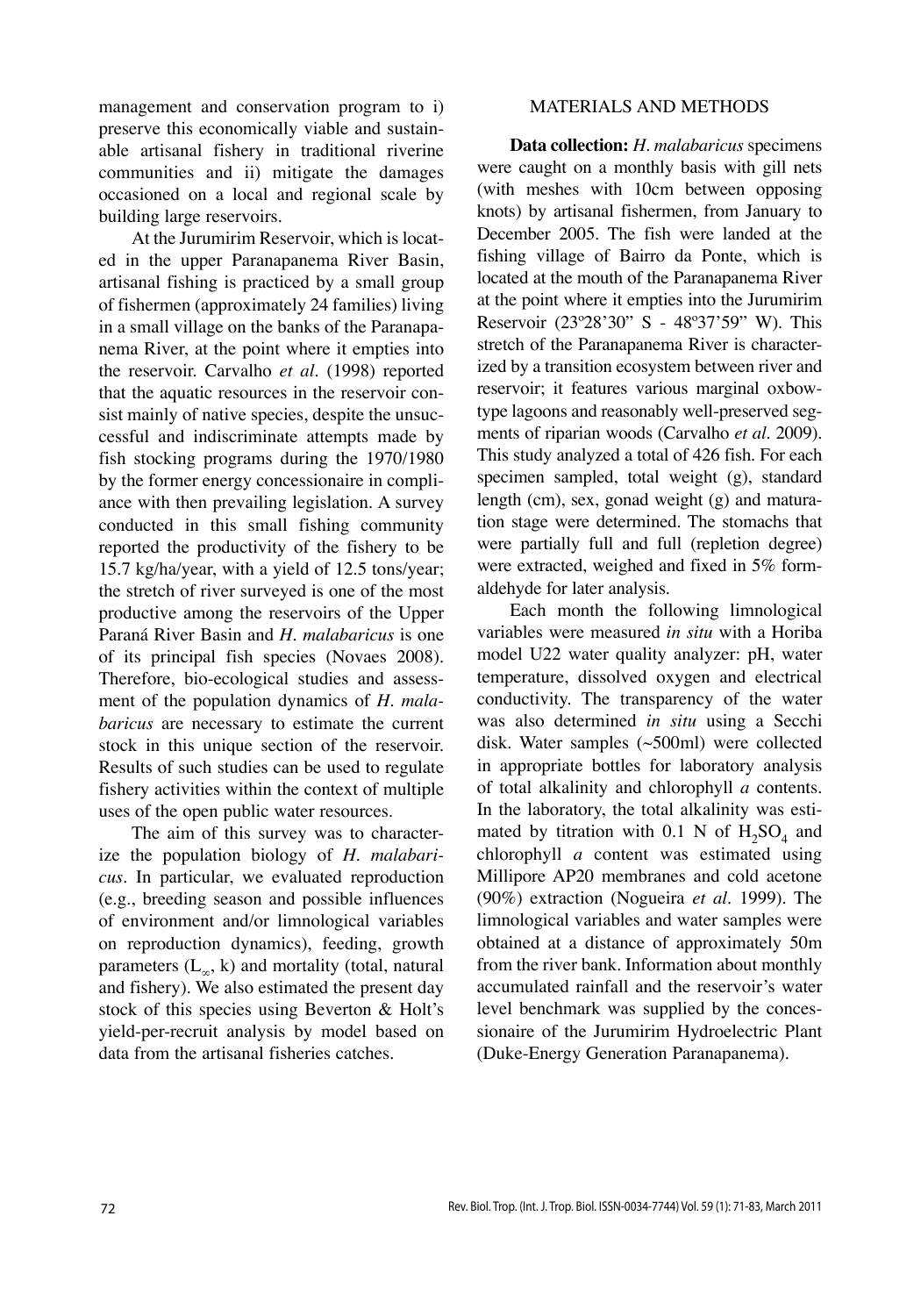management and conservation program to i) preserve this economically viable and sustainable artisanal fishery in traditional riverine communities and ii) mitigate the damages occasioned on a local and regional scale by building large reservoirs.

At the Jurumirim Reservoir, which is located in the upper Paranapanema River Basin, artisanal fishing is practiced by a small group of fishermen (approximately 24 families) living in a small village on the banks of the Paranapanema River, at the point where it empties into the reservoir. Carvalho *et al.* (1998) reported that the aquatic resources in the reservoir consist mainly of native species, despite the unsuccessful and indiscriminate attempts made by fish stocking programs during the 1970/1980 by the former energy concessionaire in compliance with then prevailing legislation. A survey conducted in this small fishing community reported the productivity of the fishery to be 15.7 kg/ha/year, with a yield of 12.5 tons/year; the stretch of river surveyed is one of the most productive among the reservoirs of the Upper Paraná River Basin and *H. malabaricus* is one of its principal fish species (Novaes 2008). Therefore, bio-ecological studies and assessment of the population dynamics of *H. malabaricus* are necessary to estimate the current stock in this unique section of the reservoir. Results of such studies can be used to regulate fishery activities within the context of multiple uses of the open public water resources.

The aim of this survey was to characterize the population biology of *H. malabaricus*. In particular, we evaluated reproduction (e.g., breeding season and possible influences of environment and/or limnological variables on reproduction dynamics), feeding, growth parameters ($L_\infty$, k) and mortality (total, natural and fishery). We also estimated the present day stock of this species using Beverton & Holt's yield-per-recruit analysis by model based on data from the artisanal fisheries catches.

## MATERIALS AND METHODS

**Data collection:** *H. malabaricus* specimens were caught on a monthly basis with gill nets (with meshes with 10cm between opposing knots) by artisanal fishermen, from January to December 2005. The fish were landed at the fishing village of Bairro da Ponte, which is located at the mouth of the Paranapanema River at the point where it empties into the Jurumirim Reservoir (23º28'30" S - 48º37'59" W). This stretch of the Paranapanema River is characterized by a transition ecosystem between river and reservoir; it features various marginal oxbow-type lagoons and reasonably well-preserved segments of riparian woods (Carvalho *et al.* 2009). This study analyzed a total of 426 fish. For each specimen sampled, total weight (g), standard length (cm), sex, gonad weight (g) and maturation stage were determined. The stomachs that were partially full and full (repletion degree) were extracted, weighed and fixed in 5% formaldehyde for later analysis.

Each month the following limnological variables were measured *in situ* with a Horiba model U22 water quality analyzer: pH, water temperature, dissolved oxygen and electrical conductivity. The transparency of the water was also determined *in situ* using a Secchi disk. Water samples (~500ml) were collected in appropriate bottles for laboratory analysis of total alkalinity and chlorophyll *a* contents. In the laboratory, the total alkalinity was estimated by titration with 0.1 N of $H_2SO_4$ and chlorophyll *a* content was estimated using Millipore AP20 membranes and cold acetone (90%) extraction (Nogueira *et al.* 1999). The limnological variables and water samples were obtained at a distance of approximately 50m from the river bank. Information about monthly accumulated rainfall and the reservoir's water level benchmark was supplied by the concessionaire of the Jurumirim Hydroelectric Plant (Duke-Energy Generation Paranapanema).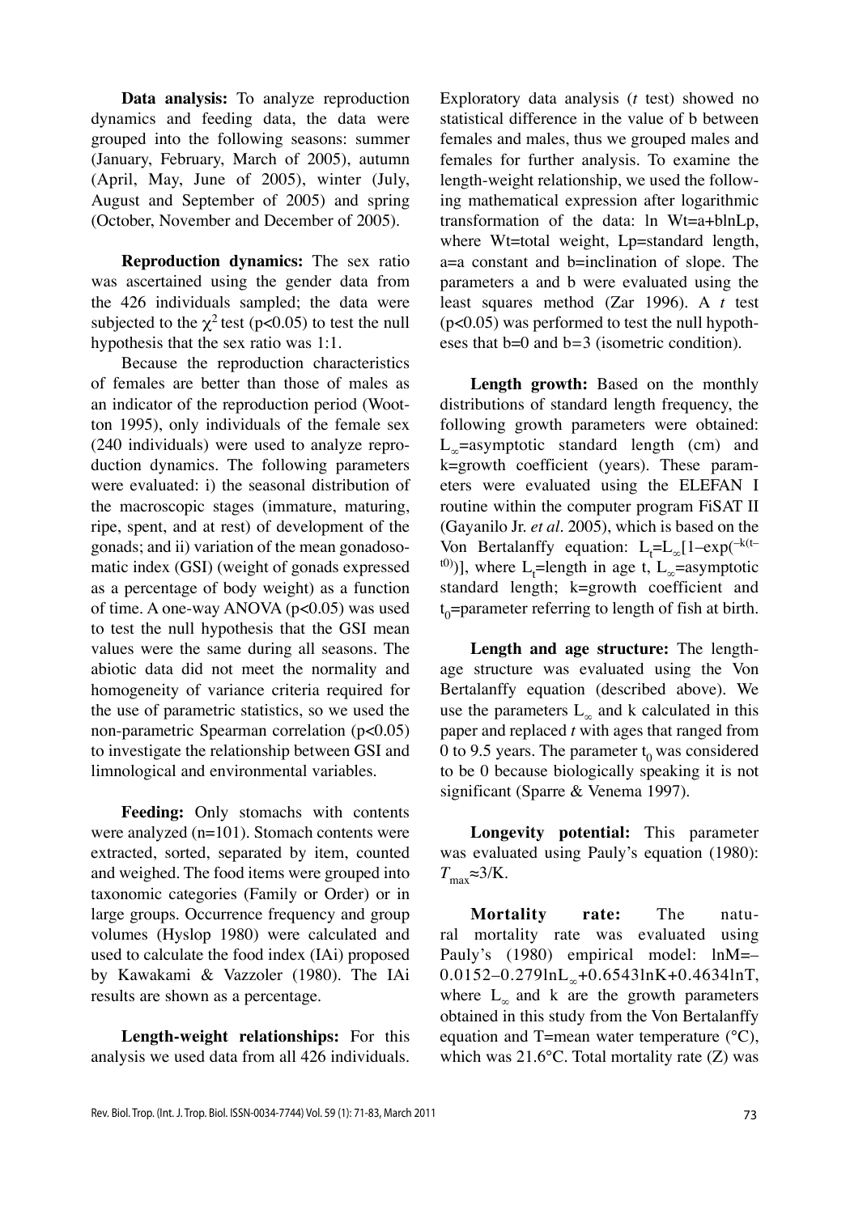**Data analysis:** To analyze reproduction dynamics and feeding data, the data were grouped into the following seasons: summer (January, February, March of 2005), autumn (April, May, June of 2005), winter (July, August and September of 2005) and spring (October, November and December of 2005).

**Reproduction dynamics:** The sex ratio was ascertained using the gender data from the 426 individuals sampled; the data were subjected to the $\chi^2$ test ($p<0.05$) to test the null hypothesis that the sex ratio was 1:1.

Because the reproduction characteristics of females are better than those of males as an indicator of the reproduction period (Wootton 1995), only individuals of the female sex (240 individuals) were used to analyze reproduction dynamics. The following parameters were evaluated: i) the seasonal distribution of the macroscopic stages (immature, maturing, ripe, spent, and at rest) of development of the gonads; and ii) variation of the mean gonadosomatic index (GSI) (weight of gonads expressed as a percentage of body weight) as a function of time. A one-way ANOVA ($p<0.05$) was used to test the null hypothesis that the GSI mean values were the same during all seasons. The abiotic data did not meet the normality and homogeneity of variance criteria required for the use of parametric statistics, so we used the non-parametric Spearman correlation ($p<0.05$) to investigate the relationship between GSI and limnological and environmental variables.

**Feeding:** Only stomachs with contents were analyzed (n=101). Stomach contents were extracted, sorted, separated by item, counted and weighed. The food items were grouped into taxonomic categories (Family or Order) or in large groups. Occurrence frequency and group volumes (Hyslop 1980) were calculated and used to calculate the food index (IAi) proposed by Kawakami & Vazzoler (1980). The IAi results are shown as a percentage.

**Length-weight relationships:** For this analysis we used data from all 426 individuals. Exploratory data analysis (*t* test) showed no statistical difference in the value of b between females and males, thus we grouped males and females for further analysis. To examine the length-weight relationship, we used the following mathematical expression after logarithmic transformation of the data: $\ln Wt=a+b\ln Lp$, where Wt=total weight, Lp=standard length, a=a constant and b=inclination of slope. The parameters a and b were evaluated using the least squares method (Zar 1996). A *t* test ($p<0.05$) was performed to test the null hypotheses that b=0 and b=3 (isometric condition).

**Length growth:** Based on the monthly distributions of standard length frequency, the following growth parameters were obtained: $L_\infty$=asymptotic standard length (cm) and k=growth coefficient (years). These parameters were evaluated using the ELEFAN I routine within the computer program FiSAT II (Gayanilo Jr. *et al*. 2005), which is based on the Von Bertalanffy equation: $L_t=L_\infty[1-\exp(^{-k(t-t0)})]$, where $L_t$=length in age t, $L_\infty$=asymptotic standard length; k=growth coefficient and $t_0$=parameter referring to length of fish at birth.

**Length and age structure:** The length-age structure was evaluated using the Von Bertalanffy equation (described above). We use the parameters $L_\infty$ and k calculated in this paper and replaced *t* with ages that ranged from 0 to 9.5 years. The parameter $t_0$ was considered to be 0 because biologically speaking it is not significant (Sparre & Venema 1997).

**Longevity potential:** This parameter was evaluated using Pauly's equation (1980): $T_{max}\approx 3/K$.

**Mortality rate:** The natural mortality rate was evaluated using Pauly's (1980) empirical model: $\ln M=-0.0152-0.279\ln L_\infty+0.6543\ln K+0.4634\ln T$, where $L_\infty$ and k are the growth parameters obtained in this study from the Von Bertalanffy equation and T=mean water temperature (°C), which was 21.6°C. Total mortality rate (Z) was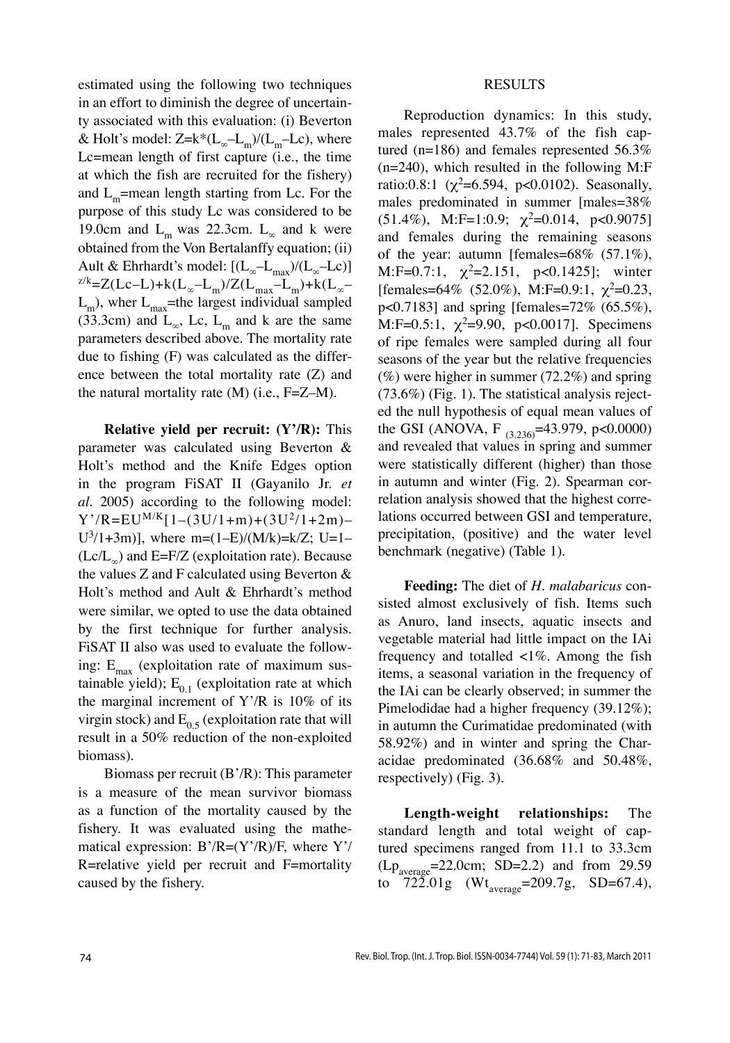estimated using the following two techniques in an effort to diminish the degree of uncertainty associated with this evaluation: (i) Beverton & Holt's model: $Z=k*(L_\infty-L_m)/(L_m-Lc)$, where Lc=mean length of first capture (i.e., the time at which the fish are recruited for the fishery) and $L_m$=mean length starting from Lc. For the purpose of this study Lc was considered to be 19.0cm and $L_m$ was 22.3cm. $L_\infty$ and k were obtained from the Von Bertalanffy equation; (ii) Ault & Ehrhardt's model: $[(L_\infty-L_{max})/(L_\infty-Lc)]^{z/k}=Z(Lc-L)+k(L_\infty-L_m)/Z(L_{max}-L_m)+k(L_\infty-L_m)$, wher $L_{max}$=the largest individual sampled (33.3cm) and $L_\infty$, Lc, $L_m$ and k are the same parameters described above. The mortality rate due to fishing (F) was calculated as the difference between the total mortality rate (Z) and the natural mortality rate (M) (i.e., F=Z–M).

**Relative yield per recruit: (Y'/R):** This parameter was calculated using Beverton & Holt's method and the Knife Edges option in the program FiSAT II (Gayanilo Jr. *et al*. 2005) according to the following model: $Y'/R=EU^{M/K}[1-(3U/1+m)+(3U^2/1+2m)-U^3/1+3m)]$, where $m=(1-E)/(M/k)=k/Z$; $U=1-(Lc/L_\infty)$ and E=F/Z (exploitation rate). Because the values Z and F calculated using Beverton & Holt's method and Ault & Ehrhardt's method were similar, we opted to use the data obtained by the first technique for further analysis. FiSAT II also was used to evaluate the following: $E_{max}$ (exploitation rate of maximum sustainable yield); $E_{0.1}$ (exploitation rate at which the marginal increment of Y'/R is 10% of its virgin stock) and $E_{0.5}$ (exploitation rate that will result in a 50% reduction of the non-exploited biomass).

Biomass per recruit (B'/R): This parameter is a measure of the mean survivor biomass as a function of the mortality caused by the fishery. It was evaluated using the mathematical expression: B'/R=(Y'/R)/F, where Y'/R=relative yield per recruit and F=mortality caused by the fishery.

## RESULTS

Reproduction dynamics: In this study, males represented 43.7% of the fish captured (n=186) and females represented 56.3% (n=240), which resulted in the following M:F ratio:0.8:1 ($\chi^2$=6.594, p<0.0102). Seasonally, males predominated in summer [males=38% (51.4%), M:F=1:0.9; $\chi^2$=0.014, p<0.9075] and females during the remaining seasons of the year: autumn [females=68% (57.1%), M:F=0.7:1, $\chi^2$=2.151, p<0.1425]; winter [females=64% (52.0%), M:F=0.9:1, $\chi^2$=0.23, p<0.7183] and spring [females=72% (65.5%), M:F=0.5:1, $\chi^2$=9.90, p<0.0017]. Specimens of ripe females were sampled during all four seasons of the year but the relative frequencies (%) were higher in summer (72.2%) and spring (73.6%) (Fig. 1). The statistical analysis rejected the null hypothesis of equal mean values of the GSI (ANOVA, $F_{(3.236)}$=43.979, p<0.0000) and revealed that values in spring and summer were statistically different (higher) than those in autumn and winter (Fig. 2). Spearman correlation analysis showed that the highest correlations occurred between GSI and temperature, precipitation, (positive) and the water level benchmark (negative) (Table 1).

**Feeding:** The diet of *H. malabaricus* consisted almost exclusively of fish. Items such as Anuro, land insects, aquatic insects and vegetable material had little impact on the IAi frequency and totalled <1%. Among the fish items, a seasonal variation in the frequency of the IAi can be clearly observed; in summer the Pimelodidae had a higher frequency (39.12%); in autumn the Curimatidae predominated (with 58.92%) and in winter and spring the Characidae predominated (36.68% and 50.48%, respectively) (Fig. 3).

**Length-weight relationships:** The standard length and total weight of captured specimens ranged from 11.1 to 33.3cm ($Lp_{average}$=22.0cm; SD=2.2) and from 29.59 to 722.01g ($Wt_{average}$=209.7g, SD=67.4),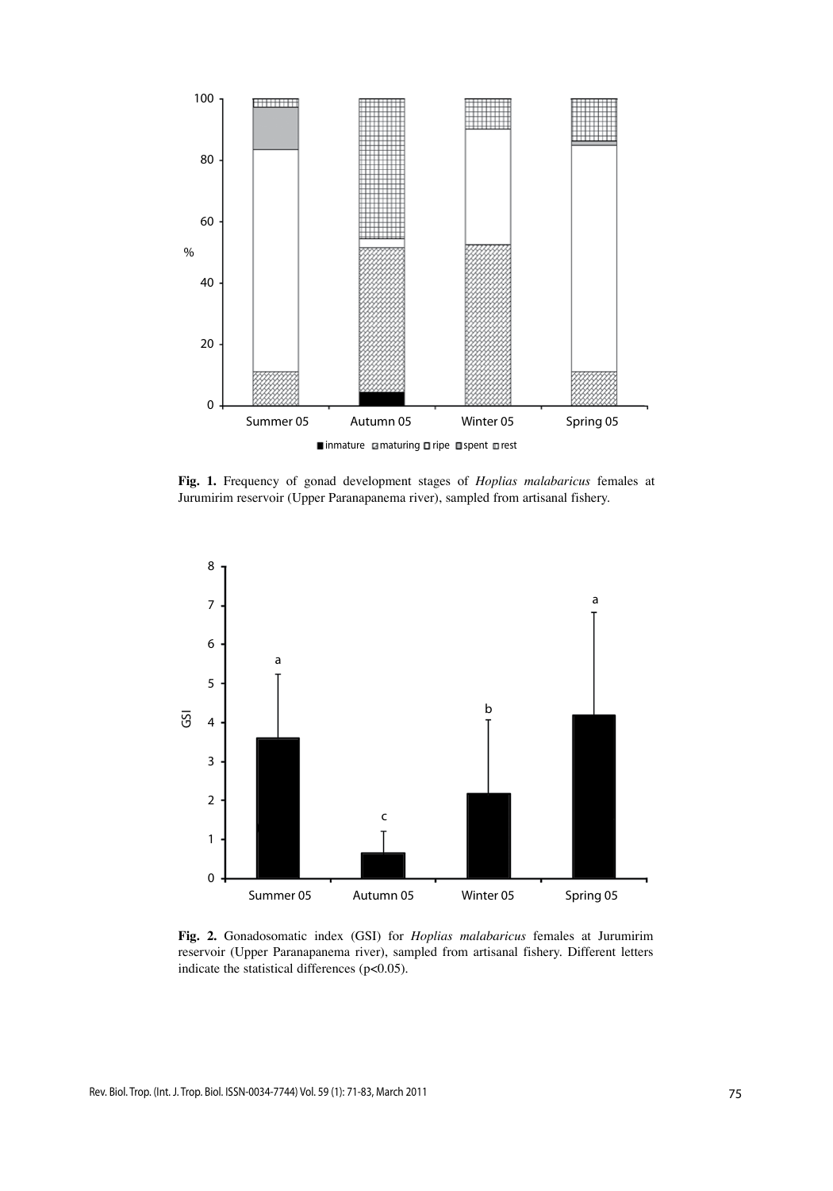**Fig. 1.** Frequency of gonad development stages of *Hoplias malabaricus* females at Jurumirim reservoir (Upper Paranapanema river), sampled from artisanal fishery.

**Fig. 2.** Gonadosomatic index (GSI) for *Hoplias malabaricus* females at Jurumirim reservoir (Upper Paranapanema river), sampled from artisanal fishery. Different letters indicate the statistical differences ($p<0.05$).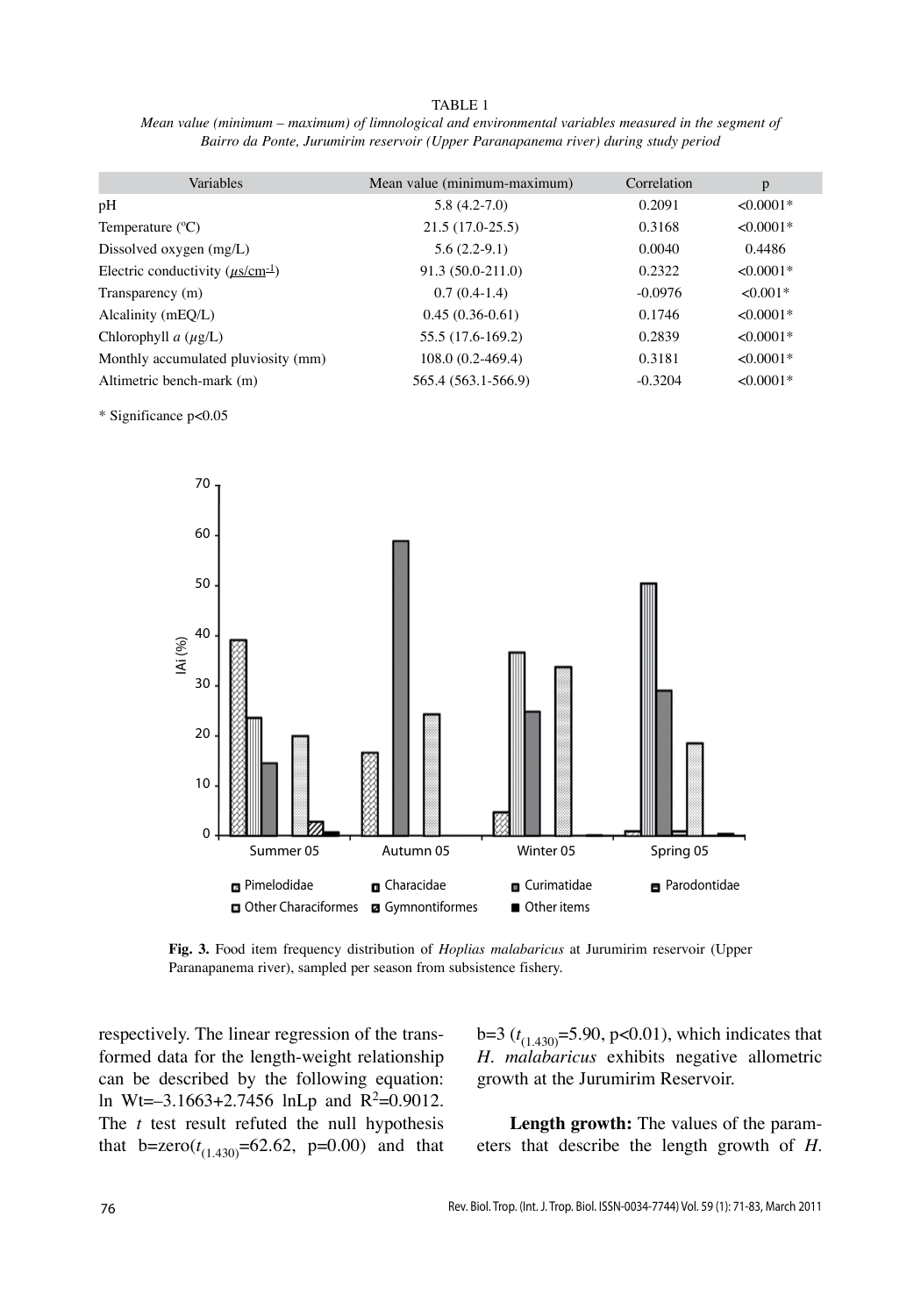TABLE 1

*Mean value (minimum – maximum) of limnological and environmental variables measured in the segment of Bairro da Ponte, Jurumirim reservoir (Upper Paranapanema river) during study period*

| Variables | Mean value (minimum-maximum) | Correlation | p |
|---|---|---|---|
| pH | 5.8 (4.2-7.0) | 0.2091 | <0.0001* |
| Temperature (ºC) | 21.5 (17.0-25.5) | 0.3168 | <0.0001* |
| Dissolved oxygen (mg/L) | 5.6 (2.2-9.1) | 0.0040 | 0.4486 |
| Electric conductivity ($\mu$s/cm$^{-1}$) | 91.3 (50.0-211.0) | 0.2322 | <0.0001* |
| Transparency (m) | 0.7 (0.4-1.4) | -0.0976 | <0.001* |
| Alcalinity (mEQ/L) | 0.45 (0.36-0.61) | 0.1746 | <0.0001* |
| Chlorophyll *a* ($\mu$g/L) | 55.5 (17.6-169.2) | 0.2839 | <0.0001* |
| Monthly accumulated pluviosity (mm) | 108.0 (0.2-469.4) | 0.3181 | <0.0001* |
| Altimetric bench-mark (m) | 565.4 (563.1-566.9) | -0.3204 | <0.0001* |

\* Significance p<0.05

**Fig. 3.** Food item frequency distribution of *Hoplias malabaricus* at Jurumirim reservoir (Upper Paranapanema river), sampled per season from subsistence fishery.

respectively. The linear regression of the transformed data for the length-weight relationship can be described by the following equation: ln Wt=–3.1663+2.7456 lnLp and $R^2$=0.9012. The *t* test result refuted the null hypothesis that b=zero($t_{(1.430)}$=62.62, p=0.00) and that b=3 ($t_{(1.430)}$=5.90, p<0.01), which indicates that *H. malabaricus* exhibits negative allometric growth at the Jurumirim Reservoir.

**Length growth:** The values of the parameters that describe the length growth of *H.*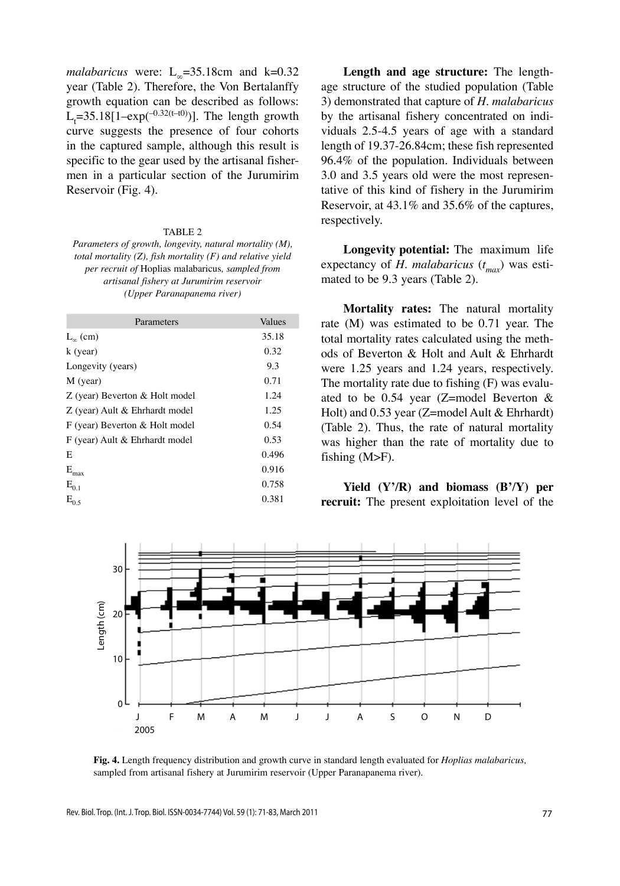*malabaricus* were: $L_\infty$=35.18cm and k=0.32 year (Table 2). Therefore, the Von Bertalanffy growth equation can be described as follows: $L_t=35.18[1-\exp(^{-0.32(t-t0)})]$. The length growth curve suggests the presence of four cohorts in the captured sample, although this result is specific to the gear used by the artisanal fishermen in a particular section of the Jurumirim Reservoir (Fig. 4).

TABLE 2

*Parameters of growth, longevity, natural mortality (M), total mortality (Z), fish mortality (F) and relative yield per recruit of* Hoplias malabaricus*, sampled from artisanal fishery at Jurumirim reservoir (Upper Paranapanema river)*

| Parameters | Values |
|---|---|
| $L_\infty$ (cm) | 35.18 |
| k (year) | 0.32 |
| Longevity (years) | 9.3 |
| M (year) | 0.71 |
| Z (year) Beverton & Holt model | 1.24 |
| Z (year) Ault & Ehrhardt model | 1.25 |
| F (year) Beverton & Holt model | 0.54 |
| F (year) Ault & Ehrhardt model | 0.53 |
| E | 0.496 |
| $E_{max}$ | 0.916 |
| $E_{0.1}$ | 0.758 |
| $E_{0.5}$ | 0.381 |

**Length and age structure:** The length-age structure of the studied population (Table 3) demonstrated that capture of *H. malabaricus* by the artisanal fishery concentrated on individuals 2.5-4.5 years of age with a standard length of 19.37-26.84cm; these fish represented 96.4% of the population. Individuals between 3.0 and 3.5 years old were the most representative of this kind of fishery in the Jurumirim Reservoir, at 43.1% and 35.6% of the captures, respectively.

**Longevity potential:** The maximum life expectancy of *H. malabaricus* ($t_{max}$) was estimated to be 9.3 years (Table 2).

**Mortality rates:** The natural mortality rate (M) was estimated to be 0.71 year. The total mortality rates calculated using the methods of Beverton & Holt and Ault & Ehrhardt were 1.25 years and 1.24 years, respectively. The mortality rate due to fishing (F) was evaluated to be 0.54 year (Z=model Beverton & Holt) and 0.53 year (Z=model Ault & Ehrhardt) (Table 2). Thus, the rate of natural mortality was higher than the rate of mortality due to fishing (M>F).

**Yield (Y'/R) and biomass (B'/Y) per recruit:** The present exploitation level of the

**Fig. 4.** Length frequency distribution and growth curve in standard length evaluated for *Hoplias malabaricus,* sampled from artisanal fishery at Jurumirim reservoir (Upper Paranapanema river).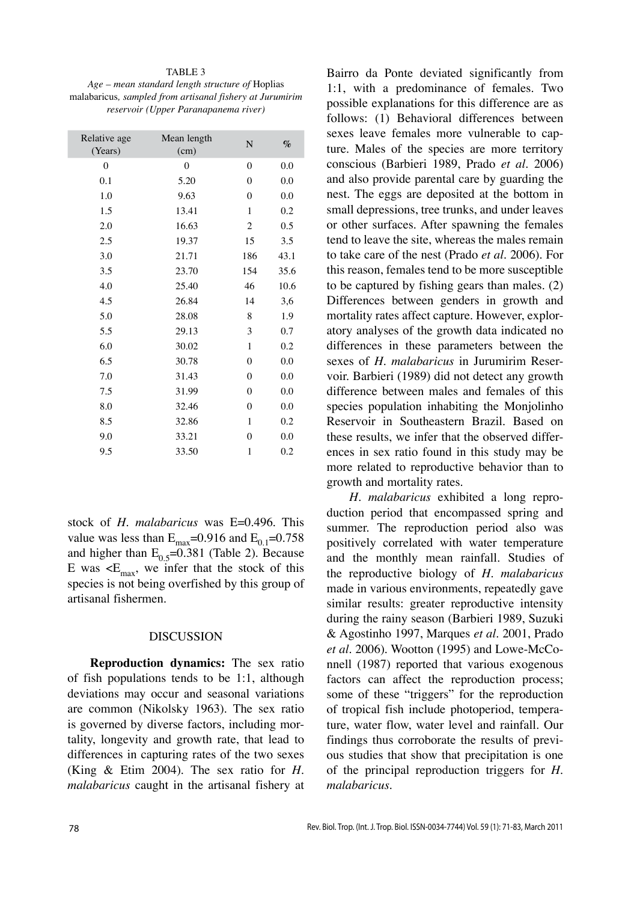TABLE 3

*Age – mean standard length structure of* Hoplias malabaricus*, sampled from artisanal fishery at Jurumirim reservoir (Upper Paranapanema river)*

| Relative age (Years) | Mean length (cm) | N | % |
|---|---|---|---|
| 0 | 0 | 0 | 0.0 |
| 0.1 | 5.20 | 0 | 0.0 |
| 1.0 | 9.63 | 0 | 0.0 |
| 1.5 | 13.41 | 1 | 0.2 |
| 2.0 | 16.63 | 2 | 0.5 |
| 2.5 | 19.37 | 15 | 3.5 |
| 3.0 | 21.71 | 186 | 43.1 |
| 3.5 | 23.70 | 154 | 35.6 |
| 4.0 | 25.40 | 46 | 10.6 |
| 4.5 | 26.84 | 14 | 3,6 |
| 5.0 | 28.08 | 8 | 1.9 |
| 5.5 | 29.13 | 3 | 0.7 |
| 6.0 | 30.02 | 1 | 0.2 |
| 6.5 | 30.78 | 0 | 0.0 |
| 7.0 | 31.43 | 0 | 0.0 |
| 7.5 | 31.99 | 0 | 0.0 |
| 8.0 | 32.46 | 0 | 0.0 |
| 8.5 | 32.86 | 1 | 0.2 |
| 9.0 | 33.21 | 0 | 0.0 |
| 9.5 | 33.50 | 1 | 0.2 |

stock of *H. malabaricus* was E=0.496. This value was less than $E_{max}$=0.916 and $E_{0.1}$=0.758 and higher than $E_{0.5}$=0.381 (Table 2). Because E was $<E_{max}$, we infer that the stock of this species is not being overfished by this group of artisanal fishermen.

## DISCUSSION

**Reproduction dynamics:** The sex ratio of fish populations tends to be 1:1, although deviations may occur and seasonal variations are common (Nikolsky 1963). The sex ratio is governed by diverse factors, including mortality, longevity and growth rate, that lead to differences in capturing rates of the two sexes (King & Etim 2004). The sex ratio for *H. malabaricus* caught in the artisanal fishery at Bairro da Ponte deviated significantly from 1:1, with a predominance of females. Two possible explanations for this difference are as follows: (1) Behavioral differences between sexes leave females more vulnerable to capture. Males of the species are more territory conscious (Barbieri 1989, Prado *et al*. 2006) and also provide parental care by guarding the nest. The eggs are deposited at the bottom in small depressions, tree trunks, and under leaves or other surfaces. After spawning the females tend to leave the site, whereas the males remain to take care of the nest (Prado *et al*. 2006). For this reason, females tend to be more susceptible to be captured by fishing gears than males. (2) Differences between genders in growth and mortality rates affect capture. However, exploratory analyses of the growth data indicated no differences in these parameters between the sexes of *H. malabaricus* in Jurumirim Reservoir. Barbieri (1989) did not detect any growth difference between males and females of this species population inhabiting the Monjolinho Reservoir in Southeastern Brazil. Based on these results, we infer that the observed differences in sex ratio found in this study may be more related to reproductive behavior than to growth and mortality rates.

*H. malabaricus* exhibited a long reproduction period that encompassed spring and summer. The reproduction period also was positively correlated with water temperature and the monthly mean rainfall. Studies of the reproductive biology of *H. malabaricus* made in various environments, repeatedly gave similar results: greater reproductive intensity during the rainy season (Barbieri 1989, Suzuki & Agostinho 1997, Marques *et al*. 2001, Prado *et al*. 2006). Wootton (1995) and Lowe-McConnell (1987) reported that various exogenous factors can affect the reproduction process; some of these "triggers" for the reproduction of tropical fish include photoperiod, temperature, water flow, water level and rainfall. Our findings thus corroborate the results of previous studies that show that precipitation is one of the principal reproduction triggers for *H. malabaricus*.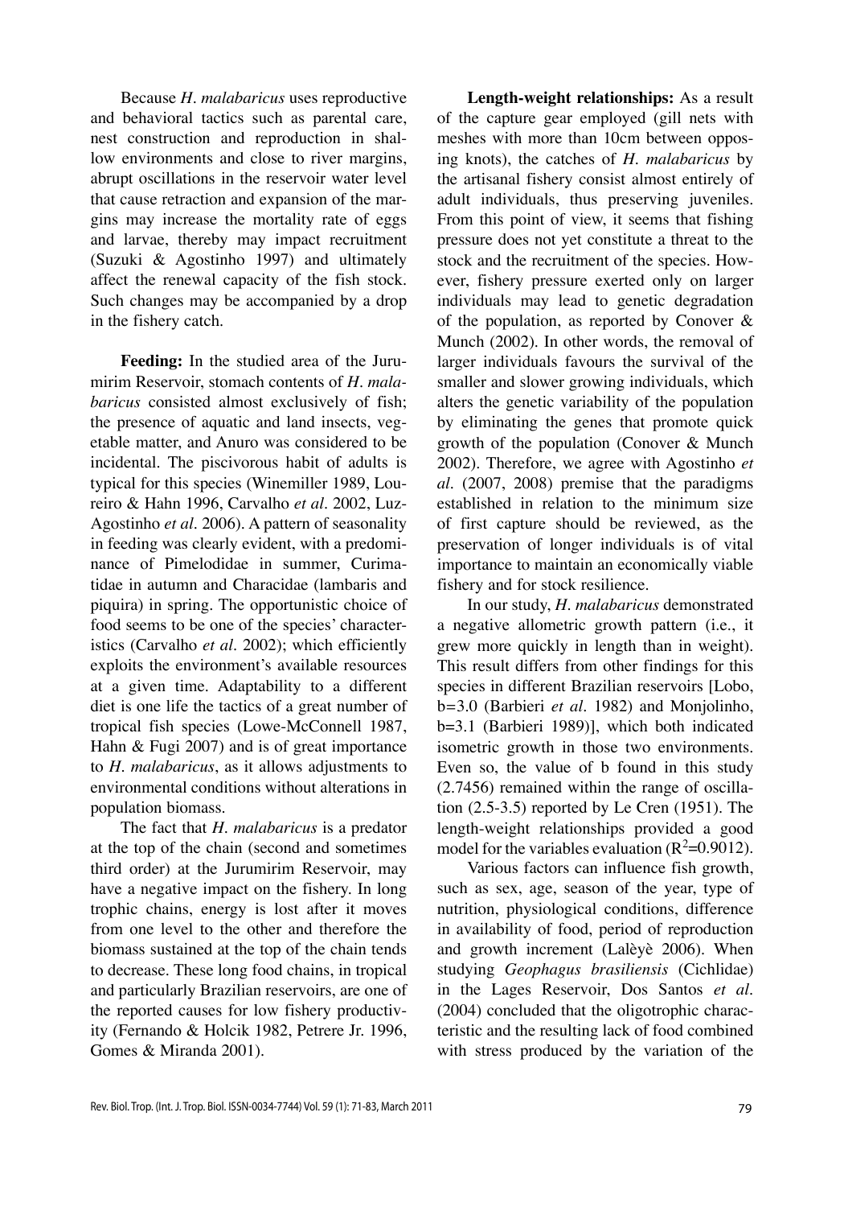Because *H. malabaricus* uses reproductive and behavioral tactics such as parental care, nest construction and reproduction in shallow environments and close to river margins, abrupt oscillations in the reservoir water level that cause retraction and expansion of the margins may increase the mortality rate of eggs and larvae, thereby may impact recruitment (Suzuki & Agostinho 1997) and ultimately affect the renewal capacity of the fish stock. Such changes may be accompanied by a drop in the fishery catch.

**Feeding:** In the studied area of the Jurumirim Reservoir, stomach contents of *H. malabaricus* consisted almost exclusively of fish; the presence of aquatic and land insects, vegetable matter, and Anuro was considered to be incidental. The piscivorous habit of adults is typical for this species (Winemiller 1989, Loureiro & Hahn 1996, Carvalho *et al.* 2002, Luz-Agostinho *et al.* 2006). A pattern of seasonality in feeding was clearly evident, with a predominance of Pimelodidae in summer, Curimatidae in autumn and Characidae (lambaris and piquira) in spring. The opportunistic choice of food seems to be one of the species' characteristics (Carvalho *et al.* 2002); which efficiently exploits the environment's available resources at a given time. Adaptability to a different diet is one life the tactics of a great number of tropical fish species (Lowe-McConnell 1987, Hahn & Fugi 2007) and is of great importance to *H. malabaricus*, as it allows adjustments to environmental conditions without alterations in population biomass.

The fact that *H. malabaricus* is a predator at the top of the chain (second and sometimes third order) at the Jurumirim Reservoir, may have a negative impact on the fishery. In long trophic chains, energy is lost after it moves from one level to the other and therefore the biomass sustained at the top of the chain tends to decrease. These long food chains, in tropical and particularly Brazilian reservoirs, are one of the reported causes for low fishery productivity (Fernando & Holcik 1982, Petrere Jr. 1996, Gomes & Miranda 2001).

**Length-weight relationships:** As a result of the capture gear employed (gill nets with meshes with more than 10cm between opposing knots), the catches of *H. malabaricus* by the artisanal fishery consist almost entirely of adult individuals, thus preserving juveniles. From this point of view, it seems that fishing pressure does not yet constitute a threat to the stock and the recruitment of the species. However, fishery pressure exerted only on larger individuals may lead to genetic degradation of the population, as reported by Conover & Munch (2002). In other words, the removal of larger individuals favours the survival of the smaller and slower growing individuals, which alters the genetic variability of the population by eliminating the genes that promote quick growth of the population (Conover & Munch 2002). Therefore, we agree with Agostinho *et al.* (2007, 2008) premise that the paradigms established in relation to the minimum size of first capture should be reviewed, as the preservation of longer individuals is of vital importance to maintain an economically viable fishery and for stock resilience.

In our study, *H. malabaricus* demonstrated a negative allometric growth pattern (i.e., it grew more quickly in length than in weight). This result differs from other findings for this species in different Brazilian reservoirs [Lobo, b=3.0 (Barbieri *et al.* 1982) and Monjolinho, b=3.1 (Barbieri 1989)], which both indicated isometric growth in those two environments. Even so, the value of b found in this study (2.7456) remained within the range of oscillation (2.5-3.5) reported by Le Cren (1951). The length-weight relationships provided a good model for the variables evaluation ($R^2$=0.9012).

Various factors can influence fish growth, such as sex, age, season of the year, type of nutrition, physiological conditions, difference in availability of food, period of reproduction and growth increment (Lalèyè 2006). When studying *Geophagus brasiliensis* (Cichlidae) in the Lages Reservoir, Dos Santos *et al.* (2004) concluded that the oligotrophic characteristic and the resulting lack of food combined with stress produced by the variation of the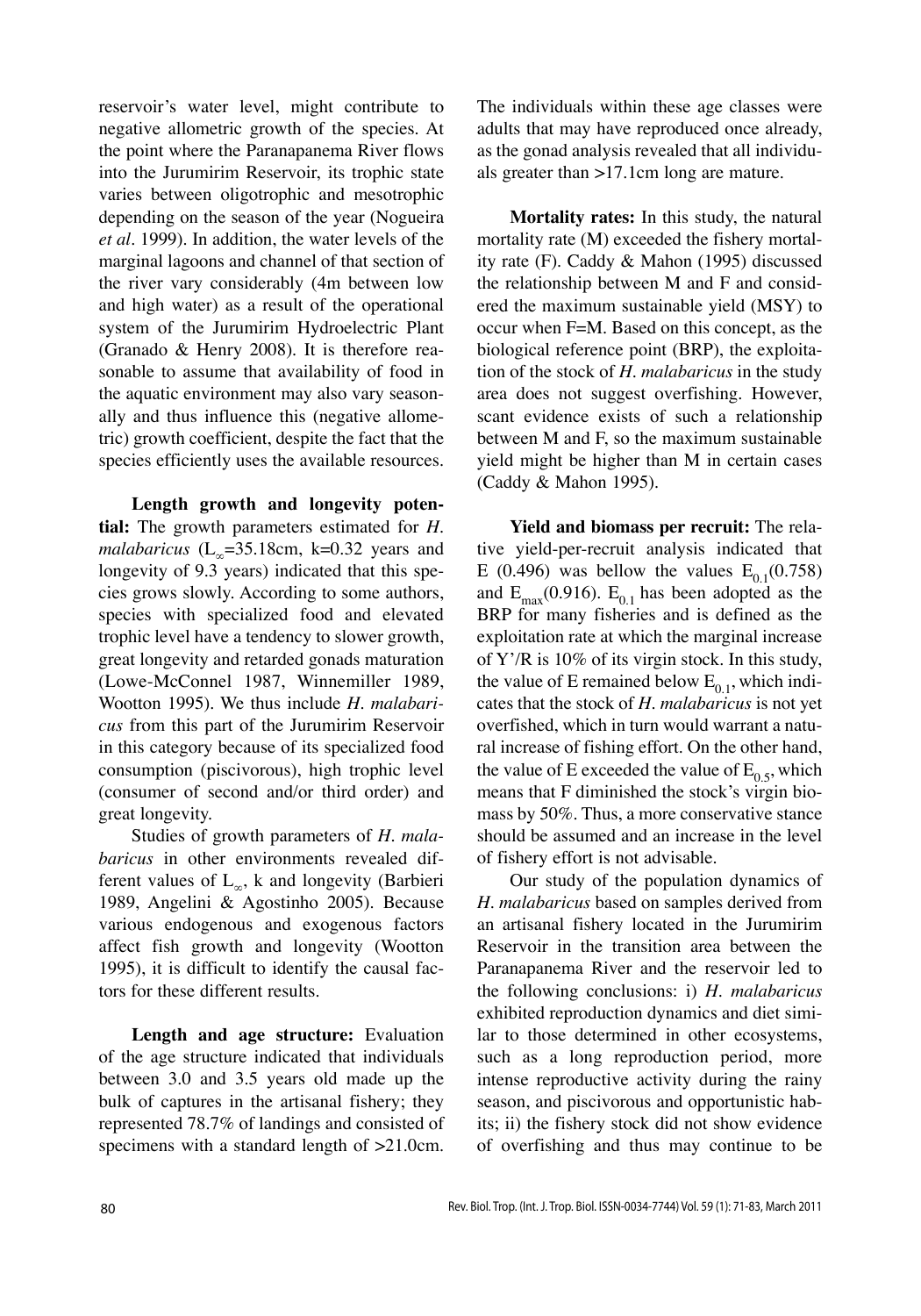reservoir's water level, might contribute to negative allometric growth of the species. At the point where the Paranapanema River flows into the Jurumirim Reservoir, its trophic state varies between oligotrophic and mesotrophic depending on the season of the year (Nogueira *et al*. 1999). In addition, the water levels of the marginal lagoons and channel of that section of the river vary considerably (4m between low and high water) as a result of the operational system of the Jurumirim Hydroelectric Plant (Granado & Henry 2008). It is therefore reasonable to assume that availability of food in the aquatic environment may also vary seasonally and thus influence this (negative allometric) growth coefficient, despite the fact that the species efficiently uses the available resources.

**Length growth and longevity potential:** The growth parameters estimated for *H. malabaricus* ($L_\infty$=35.18cm, k=0.32 years and longevity of 9.3 years) indicated that this species grows slowly. According to some authors, species with specialized food and elevated trophic level have a tendency to slower growth, great longevity and retarded gonads maturation (Lowe-McConnel 1987, Winnemiller 1989, Wootton 1995). We thus include *H. malabaricus* from this part of the Jurumirim Reservoir in this category because of its specialized food consumption (piscivorous), high trophic level (consumer of second and/or third order) and great longevity.

Studies of growth parameters of *H. malabaricus* in other environments revealed different values of $L_\infty$, k and longevity (Barbieri 1989, Angelini & Agostinho 2005). Because various endogenous and exogenous factors affect fish growth and longevity (Wootton 1995), it is difficult to identify the causal factors for these different results.

**Length and age structure:** Evaluation of the age structure indicated that individuals between 3.0 and 3.5 years old made up the bulk of captures in the artisanal fishery; they represented 78.7% of landings and consisted of specimens with a standard length of >21.0cm. The individuals within these age classes were adults that may have reproduced once already, as the gonad analysis revealed that all individuals greater than >17.1cm long are mature.

**Mortality rates:** In this study, the natural mortality rate (M) exceeded the fishery mortality rate (F). Caddy & Mahon (1995) discussed the relationship between M and F and considered the maximum sustainable yield (MSY) to occur when F=M. Based on this concept, as the biological reference point (BRP), the exploitation of the stock of *H. malabaricus* in the study area does not suggest overfishing. However, scant evidence exists of such a relationship between M and F, so the maximum sustainable yield might be higher than M in certain cases (Caddy & Mahon 1995).

**Yield and biomass per recruit:** The relative yield-per-recruit analysis indicated that E (0.496) was bellow the values $E_{0.1}$(0.758) and $E_{max}$(0.916). $E_{0.1}$ has been adopted as the BRP for many fisheries and is defined as the exploitation rate at which the marginal increase of Y'/R is 10% of its virgin stock. In this study, the value of E remained below $E_{0.1}$, which indicates that the stock of *H. malabaricus* is not yet overfished, which in turn would warrant a natural increase of fishing effort. On the other hand, the value of E exceeded the value of $E_{0.5}$, which means that F diminished the stock's virgin biomass by 50%. Thus, a more conservative stance should be assumed and an increase in the level of fishery effort is not advisable.

Our study of the population dynamics of *H. malabaricus* based on samples derived from an artisanal fishery located in the Jurumirim Reservoir in the transition area between the Paranapanema River and the reservoir led to the following conclusions: i) *H. malabaricus* exhibited reproduction dynamics and diet similar to those determined in other ecosystems, such as a long reproduction period, more intense reproductive activity during the rainy season, and piscivorous and opportunistic habits; ii) the fishery stock did not show evidence of overfishing and thus may continue to be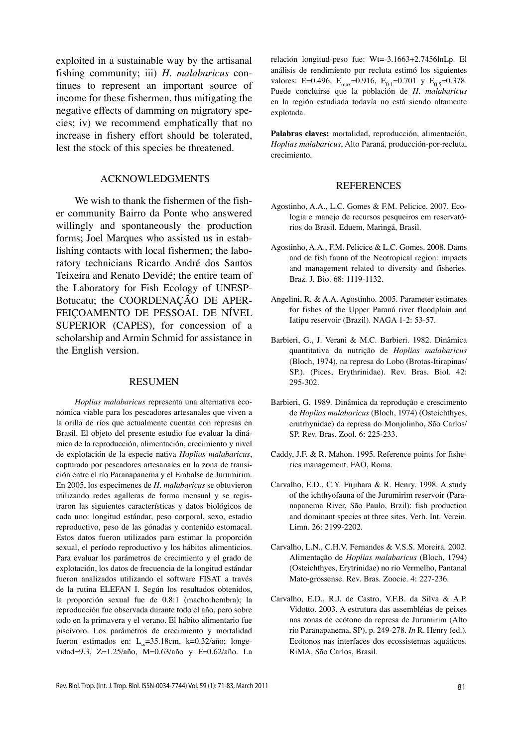exploited in a sustainable way by the artisanal fishing community; iii) *H. malabaricus* continues to represent an important source of income for these fishermen, thus mitigating the negative effects of damming on migratory species; iv) we recommend emphatically that no increase in fishery effort should be tolerated, lest the stock of this species be threatened.

## ACKNOWLEDGMENTS

We wish to thank the fishermen of the fisher community Bairro da Ponte who answered willingly and spontaneously the production forms; Joel Marques who assisted us in establishing contacts with local fishermen; the laboratory technicians Ricardo André dos Santos Teixeira and Renato Devidé; the entire team of the Laboratory for Fish Ecology of UNESP-Botucatu; the COORDENAÇÃO DE APERFEIÇOAMENTO DE PESSOAL DE NÍVEL SUPERIOR (CAPES), for concession of a scholarship and Armin Schmid for assistance in the English version.

## RESUMEN

*Hoplias malabaricus* representa una alternativa económica viable para los pescadores artesanales que viven a la orilla de ríos que actualmente cuentan con represas en Brasil. El objeto del presente estudio fue evaluar la dinámica de la reproducción, alimentación, crecimiento y nivel de explotación de la especie nativa *Hoplias malabaricus*, capturada por pescadores artesanales en la zona de transición entre el río Paranapanema y el Embalse de Jurumirim. En 2005, los especimenes de *H. malabaricus* se obtuvieron utilizando redes agalleras de forma mensual y se registraron las siguientes características y datos biológicos de cada uno: longitud estándar, peso corporal, sexo, estadio reproductivo, peso de las gónadas y contenido estomacal. Estos datos fueron utilizados para estimar la proporción sexual, el período reproductivo y los hábitos alimenticios. Para evaluar los parámetros de crecimiento y el grado de explotación, los datos de frecuencia de la longitud estándar fueron analizados utilizando el software FISAT a través de la rutina ELEFAN I. Según los resultados obtenidos, la proporción sexual fue de 0.8:1 (macho:hembra); la reproducción fue observada durante todo el año, pero sobre todo en la primavera y el verano. El hábito alimentario fue piscívoro. Los parámetros de crecimiento y mortalidad fueron estimados en: $L_{\infty}$=35.18cm, k=0.32/año; longevidad=9.3, Z=1.25/año, M=0.63/año y F=0.62/año. La relación longitud-peso fue: Wt=-3.1663+2.7456lnLp. El análisis de rendimiento por recluta estimó los siguientes valores: E=0.496, $E_{max}$=0.916, $E_{0.1}$=0.701 y $E_{0.5}$=0.378. Puede concluirse que la población de *H. malabaricus* en la región estudiada todavía no está siendo altamente explotada.

**Palabras claves:** mortalidad, reproducción, alimentación, *Hoplias malabaricus*, Alto Paraná, producción-por-recluta, crecimiento.

## REFERENCES

Agostinho, A.A., L.C. Gomes & F.M. Pelicice. 2007. Ecologia e manejo de recursos pesqueiros em reservatórios do Brasil. Eduem, Maringá, Brasil.

Agostinho, A.A., F.M. Pelicice & L.C. Gomes. 2008. Dams and de fish fauna of the Neotropical region: impacts and management related to diversity and fisheries. Braz. J. Bio. 68: 1119-1132.

Angelini, R. & A.A. Agostinho. 2005. Parameter estimates for fishes of the Upper Paraná river floodplain and Iatipu reservoir (Brazil). NAGA 1-2: 53-57.

Barbieri, G., J. Verani & M.C. Barbieri. 1982. Dinâmica quantitativa da nutrição de *Hoplias malabaricus* (Bloch, 1974), na represa do Lobo (Brotas-Itirapinas/SP.). (Pices, Erythrinidae). Rev. Bras. Biol. 42: 295-302.

Barbieri, G. 1989. Dinâmica da reprodução e crescimento de *Hoplias malabaricus* (Bloch, 1974) (Osteichthyes, erutrhynidae) da represa do Monjolinho, São Carlos/SP. Rev. Bras. Zool. 6: 225-233.

Caddy, J.F. & R. Mahon. 1995. Reference points for fisheries management. FAO, Roma.

Carvalho, E.D., C.Y. Fujihara & R. Henry. 1998. A study of the ichthyofauna of the Jurumirim reservoir (Paranapanema River, São Paulo, Brzil): fish production and dominant species at three sites. Verh. Int. Verein. Limn. 26: 2199-2202.

Carvalho, L.N., C.H.V. Fernandes & V.S.S. Moreira. 2002. Alimentação de *Hoplias malabaricus* (Bloch, 1794) (Osteichthyes, Erytrinidae) no rio Vermelho, Pantanal Mato-grossense. Rev. Bras. Zoocie. 4: 227-236.

Carvalho, E.D., R.J. de Castro, V.F.B. da Silva & A.P. Vidotto. 2003. A estrutura das assembléias de peixes nas zonas de ecótono da represa de Jurumirim (Alto rio Paranapanema, SP), p. 249-278. *In* R. Henry (ed.). Ecótonos nas interfaces dos ecossistemas aquáticos. RiMA, São Carlos, Brasil.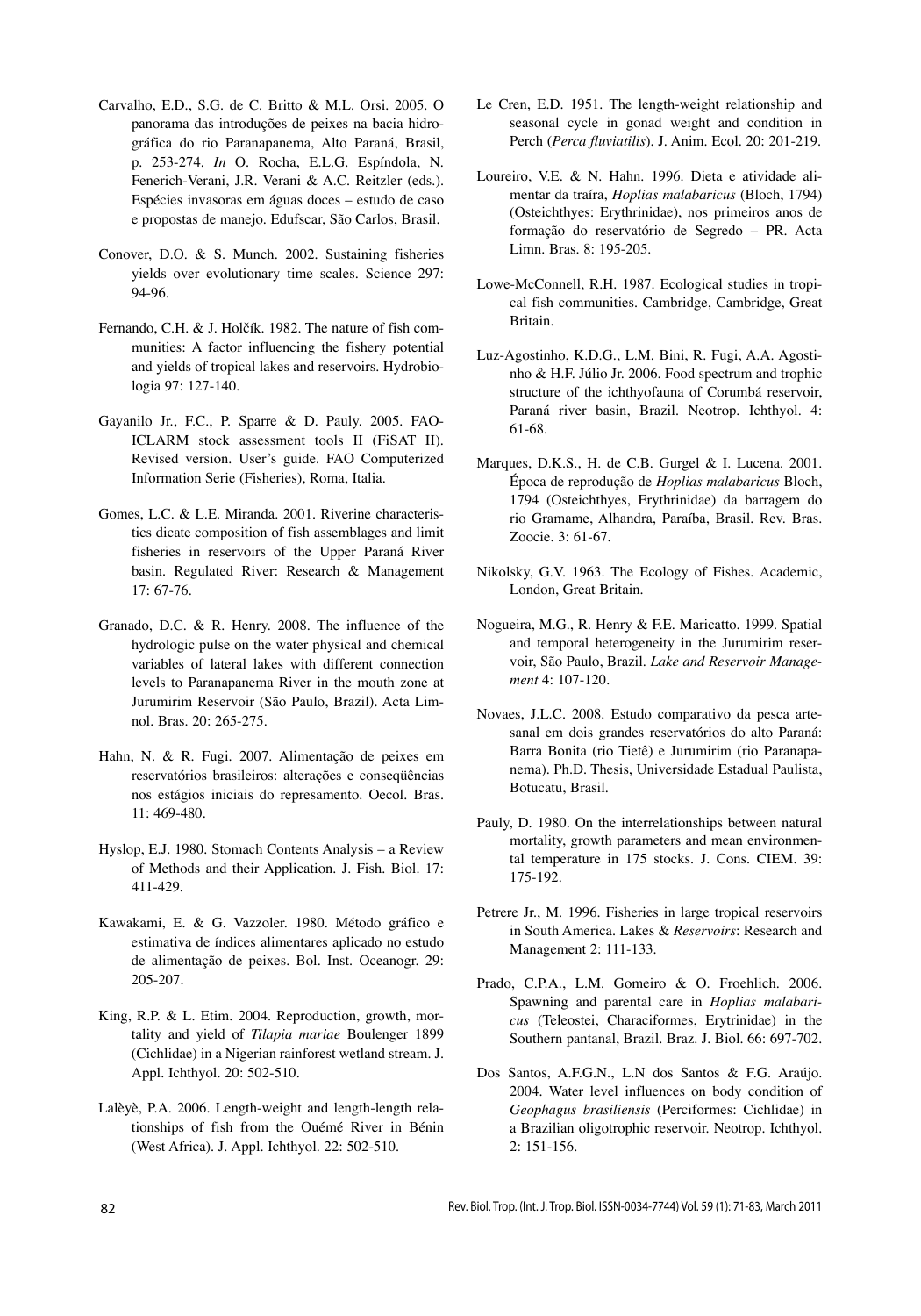Carvalho, E.D., S.G. de C. Britto & M.L. Orsi. 2005. O panorama das introduções de peixes na bacia hidrográfica do rio Paranapanema, Alto Paraná, Brasil, p. 253-274. *In* O. Rocha, E.L.G. Espíndola, N. Fenerich-Verani, J.R. Verani & A.C. Reitzler (eds.). Espécies invasoras em águas doces – estudo de caso e propostas de manejo. Edufscar, São Carlos, Brasil.

Conover, D.O. & S. Munch. 2002. Sustaining fisheries yields over evolutionary time scales. Science 297: 94-96.

Fernando, C.H. & J. Holčík. 1982. The nature of fish communities: A factor influencing the fishery potential and yields of tropical lakes and reservoirs. Hydrobiologia 97: 127-140.

Gayanilo Jr., F.C., P. Sparre & D. Pauly. 2005. FAO-ICLARM stock assessment tools II (FiSAT II). Revised version. User's guide. FAO Computerized Information Serie (Fisheries), Roma, Italia.

Gomes, L.C. & L.E. Miranda. 2001. Riverine characteristics dicate composition of fish assemblages and limit fisheries in reservoirs of the Upper Paraná River basin. Regulated River: Research & Management 17: 67-76.

Granado, D.C. & R. Henry. 2008. The influence of the hydrologic pulse on the water physical and chemical variables of lateral lakes with different connection levels to Paranapanema River in the mouth zone at Jurumirim Reservoir (São Paulo, Brazil). Acta Limnol. Bras. 20: 265-275.

Hahn, N. & R. Fugi. 2007. Alimentação de peixes em reservatórios brasileiros: alterações e conseqüências nos estágios iniciais do represamento. Oecol. Bras. 11: 469-480.

Hyslop, E.J. 1980. Stomach Contents Analysis – a Review of Methods and their Application. J. Fish. Biol. 17: 411-429.

Kawakami, E. & G. Vazzoler. 1980. Método gráfico e estimativa de índices alimentares aplicado no estudo de alimentação de peixes. Bol. Inst. Oceanogr. 29: 205-207.

King, R.P. & L. Etim. 2004. Reproduction, growth, mortality and yield of *Tilapia mariae* Boulenger 1899 (Cichlidae) in a Nigerian rainforest wetland stream. J. Appl. Ichthyol. 20: 502-510.

Lalèyè, P.A. 2006. Length-weight and length-length relationships of fish from the Ouémé River in Bénin (West Africa). J. Appl. Ichthyol. 22: 502-510.

Le Cren, E.D. 1951. The length-weight relationship and seasonal cycle in gonad weight and condition in Perch (*Perca fluviatilis*). J. Anim. Ecol. 20: 201-219.

Loureiro, V.E. & N. Hahn. 1996. Dieta e atividade alimentar da traíra, *Hoplias malabaricus* (Bloch, 1794) (Osteichthyes: Erythrinidae), nos primeiros anos de formação do reservatório de Segredo – PR. Acta Limn. Bras. 8: 195-205.

Lowe-McConnell, R.H. 1987. Ecological studies in tropical fish communities. Cambridge, Cambridge, Great Britain.

Luz-Agostinho, K.D.G., L.M. Bini, R. Fugi, A.A. Agostinho & H.F. Júlio Jr. 2006. Food spectrum and trophic structure of the ichthyofauna of Corumbá reservoir, Paraná river basin, Brazil. Neotrop. Ichthyol. 4: 61-68.

Marques, D.K.S., H. de C.B. Gurgel & I. Lucena. 2001. Época de reprodução de *Hoplias malabaricus* Bloch, 1794 (Osteichthyes, Erythrinidae) da barragem do rio Gramame, Alhandra, Paraíba, Brasil. Rev. Bras. Zoocie. 3: 61-67.

Nikolsky, G.V. 1963. The Ecology of Fishes. Academic, London, Great Britain.

Nogueira, M.G., R. Henry & F.E. Maricatto. 1999. Spatial and temporal heterogeneity in the Jurumirim reservoir, São Paulo, Brazil. *Lake and Reservoir Management* 4: 107-120.

Novaes, J.L.C. 2008. Estudo comparativo da pesca artesanal em dois grandes reservatórios do alto Paraná: Barra Bonita (rio Tietê) e Jurumirim (rio Paranapanema). Ph.D. Thesis, Universidade Estadual Paulista, Botucatu, Brasil.

Pauly, D. 1980. On the interrelationships between natural mortality, growth parameters and mean environmental temperature in 175 stocks. J. Cons. CIEM. 39: 175-192.

Petrere Jr., M. 1996. Fisheries in large tropical reservoirs in South America. Lakes & *Reservoirs*: Research and Management 2: 111-133.

Prado, C.P.A., L.M. Gomeiro & O. Froehlich. 2006. Spawning and parental care in *Hoplias malabaricus* (Teleostei, Characiformes, Erytrinidae) in the Southern pantanal, Brazil. Braz. J. Biol. 66: 697-702.

Dos Santos, A.F.G.N., L.N dos Santos & F.G. Araújo. 2004. Water level influences on body condition of *Geophagus brasiliensis* (Perciformes: Cichlidae) in a Brazilian oligotrophic reservoir. Neotrop. Ichthyol. 2: 151-156.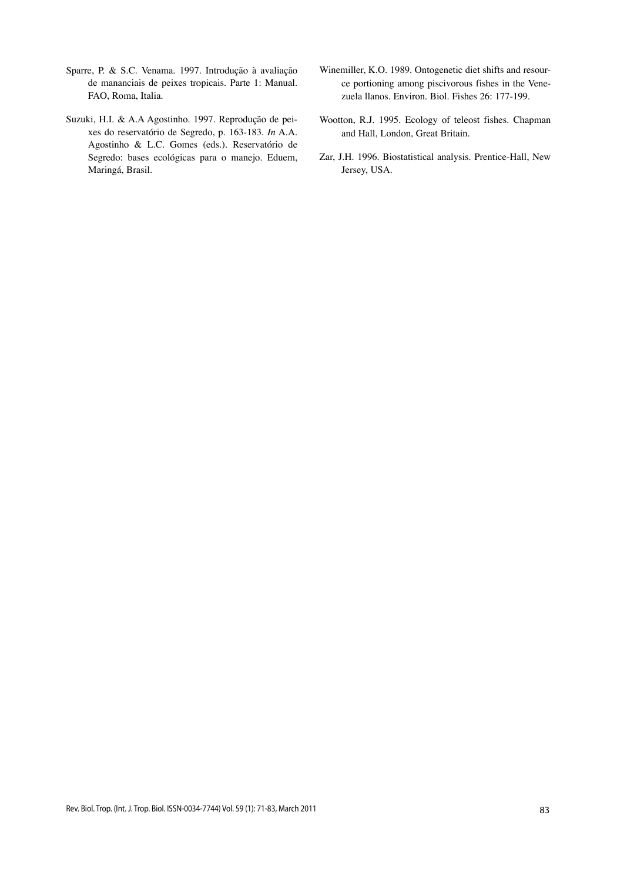Sparre, P. & S.C. Venama. 1997. Introdução à avaliação de mananciais de peixes tropicais. Parte 1: Manual. FAO, Roma, Italia.

Suzuki, H.I. & A.A Agostinho. 1997. Reprodução de peixes do reservatório de Segredo, p. 163-183. *In* A.A. Agostinho & L.C. Gomes (eds.). Reservatório de Segredo: bases ecológicas para o manejo. Eduem, Maringá, Brasil.

Winemiller, K.O. 1989. Ontogenetic diet shifts and resource portioning among piscivorous fishes in the Venezuela llanos. Environ. Biol. Fishes 26: 177-199.

Wootton, R.J. 1995. Ecology of teleost fishes. Chapman and Hall, London, Great Britain.

Zar, J.H. 1996. Biostatistical analysis. Prentice-Hall, New Jersey, USA.